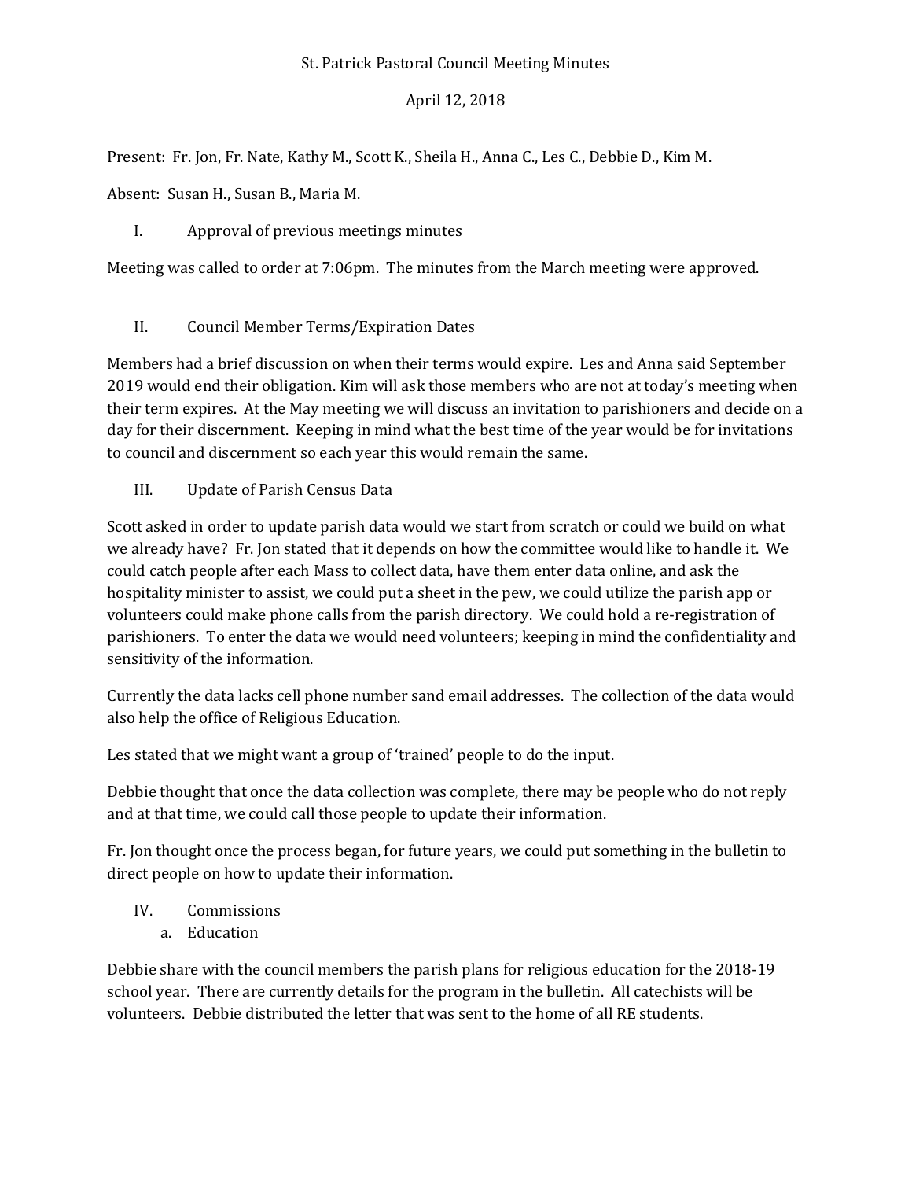St. Patrick Pastoral Council Meeting Minutes

April 12, 2018

Present: Fr. Jon, Fr. Nate, Kathy M., Scott K., Sheila H., Anna C., Les C., Debbie D., Kim M.

Absent: Susan H., Susan B., Maria M.

I. Approval of previous meetings minutes

Meeting was called to order at 7:06pm. The minutes from the March meeting were approved.

II. Council Member Terms/Expiration Dates

Members had a brief discussion on when their terms would expire. Les and Anna said September 2019 would end their obligation. Kim will ask those members who are not at today's meeting when their term expires. At the May meeting we will discuss an invitation to parishioners and decide on a day for their discernment. Keeping in mind what the best time of the year would be for invitations to council and discernment so each year this would remain the same.

III. Update of Parish Census Data

Scott asked in order to update parish data would we start from scratch or could we build on what we already have? Fr. Jon stated that it depends on how the committee would like to handle it. We could catch people after each Mass to collect data, have them enter data online, and ask the hospitality minister to assist, we could put a sheet in the pew, we could utilize the parish app or volunteers could make phone calls from the parish directory. We could hold a re-registration of parishioners. To enter the data we would need volunteers; keeping in mind the confidentiality and sensitivity of the information.

Currently the data lacks cell phone number sand email addresses. The collection of the data would also help the office of Religious Education.

Les stated that we might want a group of 'trained' people to do the input.

Debbie thought that once the data collection was complete, there may be people who do not reply and at that time, we could call those people to update their information.

Fr. Jon thought once the process began, for future years, we could put something in the bulletin to direct people on how to update their information.

IV. Commissions
  a. Education

Debbie share with the council members the parish plans for religious education for the 2018-19 school year. There are currently details for the program in the bulletin. All catechists will be volunteers. Debbie distributed the letter that was sent to the home of all RE students.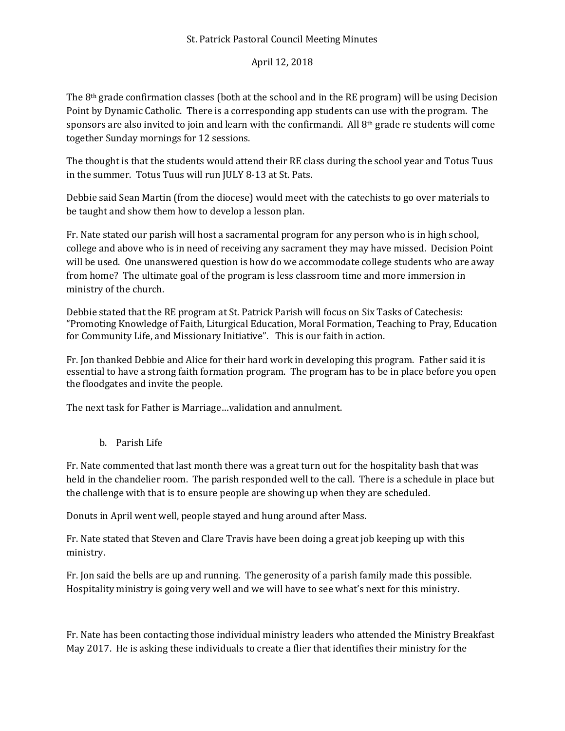St. Patrick Pastoral Council Meeting Minutes

April 12, 2018

The 8th grade confirmation classes (both at the school and in the RE program) will be using Decision Point by Dynamic Catholic. There is a corresponding app students can use with the program. The sponsors are also invited to join and learn with the confirmandi. All 8th grade re students will come together Sunday mornings for 12 sessions.

The thought is that the students would attend their RE class during the school year and Totus Tuus in the summer. Totus Tuus will run JULY 8-13 at St. Pats.

Debbie said Sean Martin (from the diocese) would meet with the catechists to go over materials to be taught and show them how to develop a lesson plan.

Fr. Nate stated our parish will host a sacramental program for any person who is in high school, college and above who is in need of receiving any sacrament they may have missed. Decision Point will be used. One unanswered question is how do we accommodate college students who are away from home? The ultimate goal of the program is less classroom time and more immersion in ministry of the church.

Debbie stated that the RE program at St. Patrick Parish will focus on Six Tasks of Catechesis: "Promoting Knowledge of Faith, Liturgical Education, Moral Formation, Teaching to Pray, Education for Community Life, and Missionary Initiative". This is our faith in action.

Fr. Jon thanked Debbie and Alice for their hard work in developing this program. Father said it is essential to have a strong faith formation program. The program has to be in place before you open the floodgates and invite the people.

The next task for Father is Marriage…validation and annulment.

b. Parish Life

Fr. Nate commented that last month there was a great turn out for the hospitality bash that was held in the chandelier room. The parish responded well to the call. There is a schedule in place but the challenge with that is to ensure people are showing up when they are scheduled.

Donuts in April went well, people stayed and hung around after Mass.

Fr. Nate stated that Steven and Clare Travis have been doing a great job keeping up with this ministry.

Fr. Jon said the bells are up and running. The generosity of a parish family made this possible. Hospitality ministry is going very well and we will have to see what's next for this ministry.

Fr. Nate has been contacting those individual ministry leaders who attended the Ministry Breakfast May 2017. He is asking these individuals to create a flier that identifies their ministry for the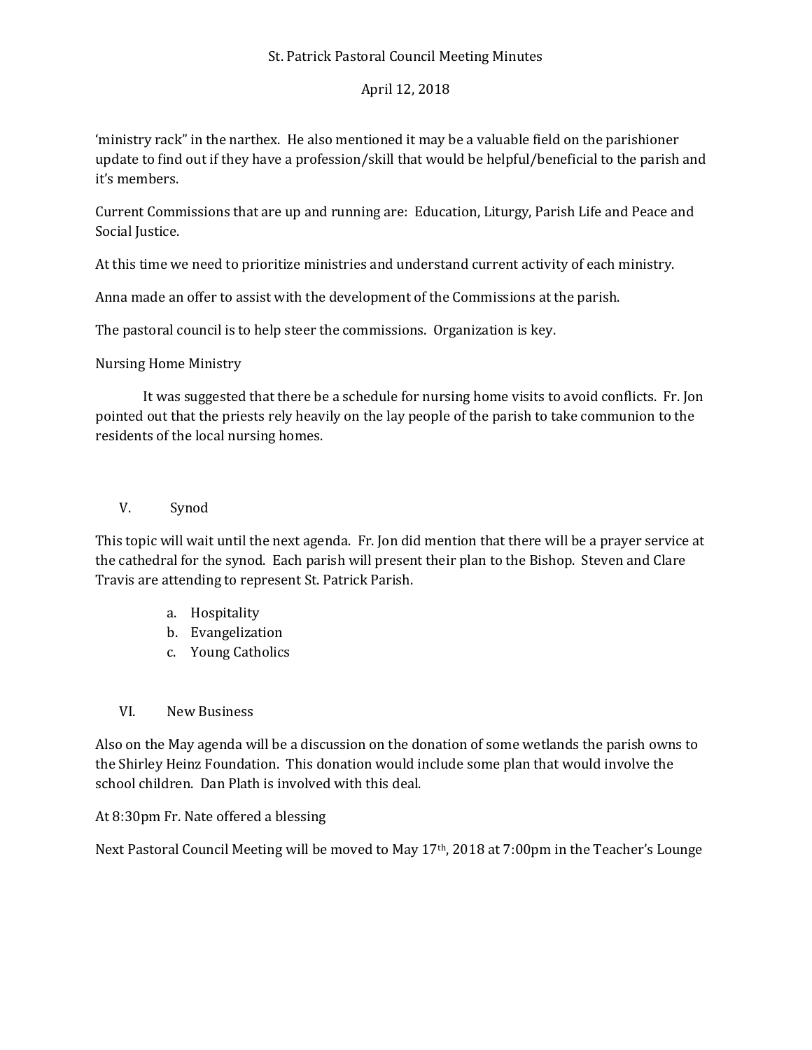'ministry rack" in the narthex. He also mentioned it may be a valuable field on the parishioner update to find out if they have a profession/skill that would be helpful/beneficial to the parish and it's members.

Current Commissions that are up and running are: Education, Liturgy, Parish Life and Peace and Social Justice.

At this time we need to prioritize ministries and understand current activity of each ministry.

Anna made an offer to assist with the development of the Commissions at the parish.

The pastoral council is to help steer the commissions. Organization is key.

Nursing Home Ministry

It was suggested that there be a schedule for nursing home visits to avoid conflicts. Fr. Jon pointed out that the priests rely heavily on the lay people of the parish to take communion to the residents of the local nursing homes.

V. Synod

This topic will wait until the next agenda. Fr. Jon did mention that there will be a prayer service at the cathedral for the synod. Each parish will present their plan to the Bishop. Steven and Clare Travis are attending to represent St. Patrick Parish.

a. Hospitality
b. Evangelization
c. Young Catholics

VI. New Business

Also on the May agenda will be a discussion on the donation of some wetlands the parish owns to the Shirley Heinz Foundation. This donation would include some plan that would involve the school children. Dan Plath is involved with this deal.

At 8:30pm Fr. Nate offered a blessing

Next Pastoral Council Meeting will be moved to May 17th, 2018 at 7:00pm in the Teacher's Lounge